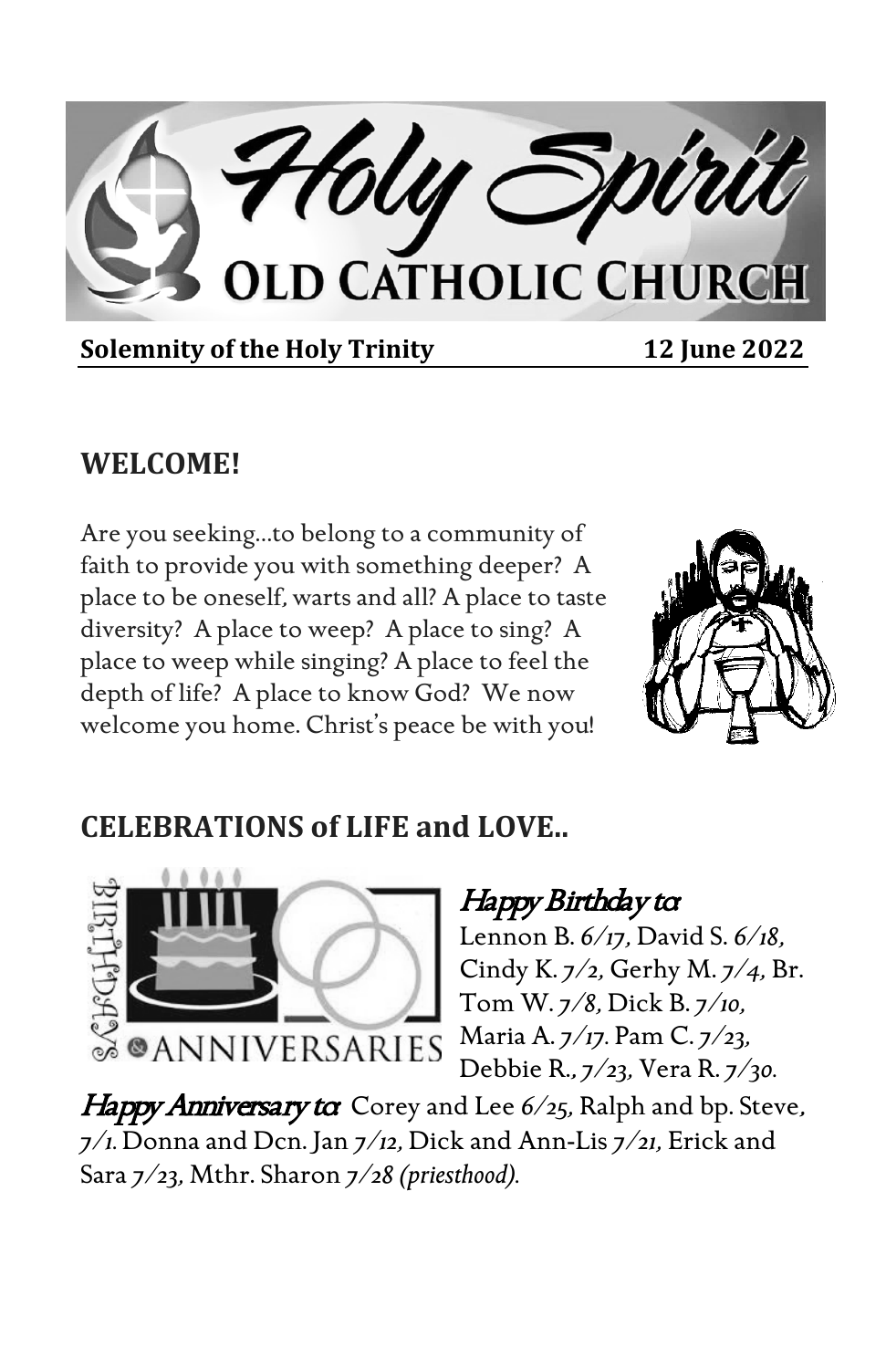# Holy Spirit OLD CATHOLIC CHURCH

**Solemnity of the Holy Trinity** **12 June 2022**

## WELCOME!

Are you seeking…to belong to a community of faith to provide you with something deeper? A place to be oneself, warts and all? A place to taste diversity? A place to weep? A place to sing? A place to weep while singing? A place to feel the depth of life? A place to know God? We now welcome you home. Christ's peace be with you!

## CELEBRATIONS of LIFE and LOVE..

*Happy Birthday to:* Lennon B. *6/17*, David S. *6/18*, Cindy K. *7/2*, Gerhy M. *7/4*, Br. Tom W. *7/8*, Dick B. *7/10*, Maria A. *7/17*. Pam C. *7/23*, Debbie R., *7/23*, Vera R. *7/30*.

*Happy Anniversary to:* Corey and Lee *6/25*, Ralph and bp. Steve, *7/1*. Donna and Dcn. Jan *7/12*, Dick and Ann-Lis *7/21*, Erick and Sara *7/23*, Mthr. Sharon *7/28 (priesthood)*.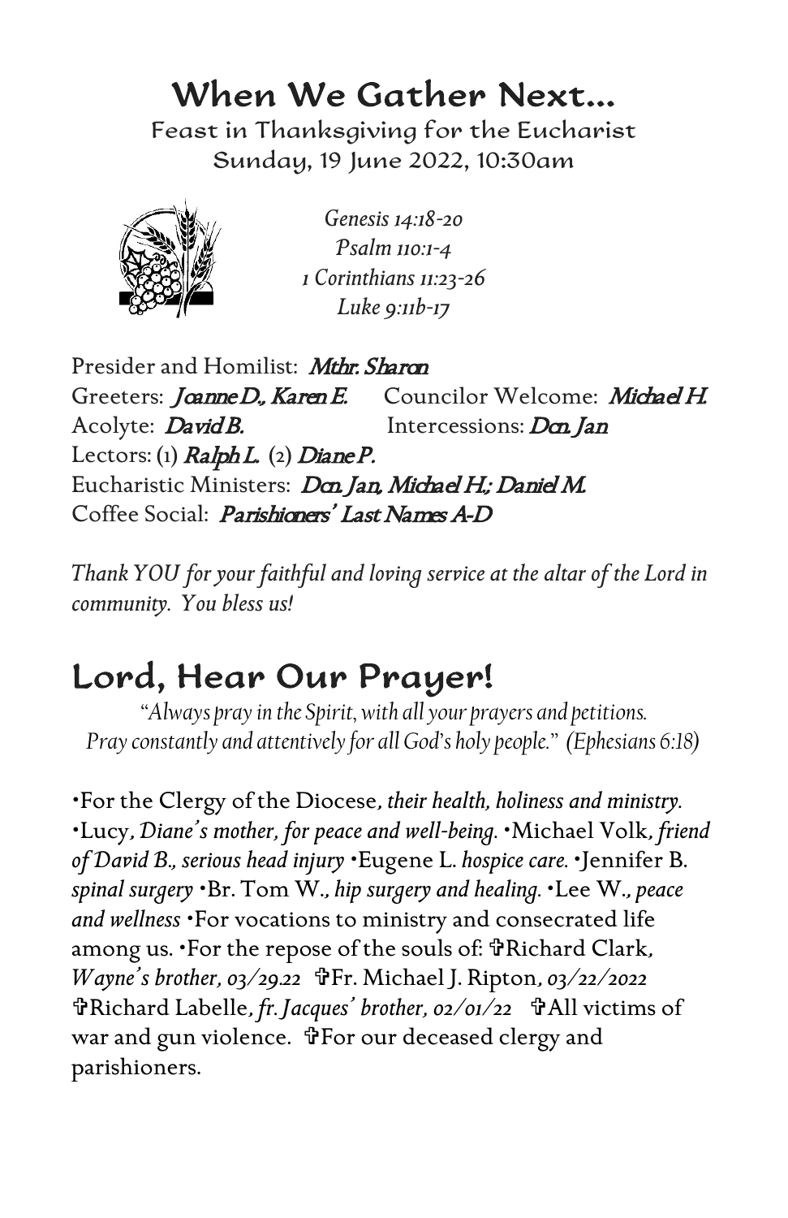# When We Gather Next...

Feast in Thanksgiving for the Eucharist
Sunday, 19 June 2022, 10:30am

*Genesis 14:18-20*
*Psalm 110:1-4*
*1 Corinthians 11:23-26*
*Luke 9:11b-17*

Presider and Homilist: ***Mthr. Sharon***
Greeters: ***Joanne D., Karen E.*** Councilor Welcome: ***Michael H.***
Acolyte: ***David B.*** Intercessions: ***Dcn. Jan***
Lectors: (1) ***Ralph L.*** (2) ***Diane P.***
Eucharistic Ministers: ***Dcn. Jan, Michael H.; Daniel M.***
Coffee Social: ***Parishioners' Last Names A-D***

*Thank YOU for your faithful and loving service at the altar of the Lord in community. You bless us!*

# Lord, Hear Our Prayer!

*"Always pray in the Spirit, with all your prayers and petitions. Pray constantly and attentively for all God's holy people." (Ephesians 6:18)*

•For the Clergy of the Diocese, *their health, holiness and ministry.* •Lucy, *Diane's mother, for peace and well-being.* •Michael Volk, *friend of David B., serious head injury* •Eugene L. *hospice care.* •Jennifer B. *spinal surgery* •Br. Tom W., *hip surgery and healing.* •Lee W., *peace and wellness* •For vocations to ministry and consecrated life among us. •For the repose of the souls of: ✞Richard Clark, *Wayne's brother, 03/29.22* ✞Fr. Michael J. Ripton, *03/22/2022* ✞Richard Labelle, *fr. Jacques' brother, 02/01/22* ✞All victims of war and gun violence. ✞For our deceased clergy and parishioners.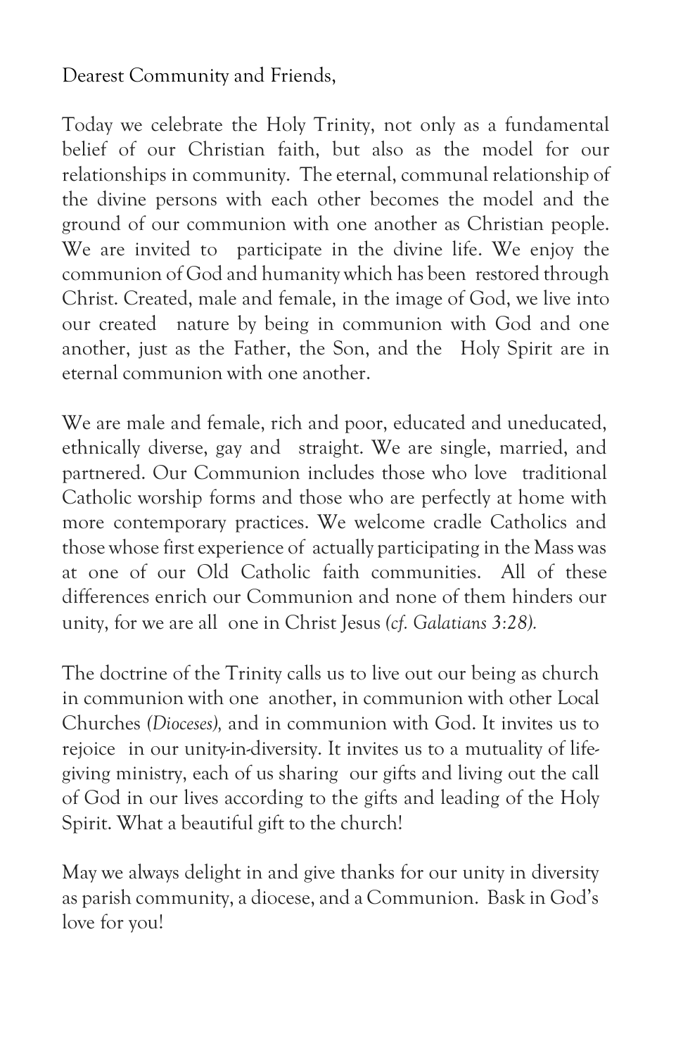Dearest Community and Friends,

Today we celebrate the Holy Trinity, not only as a fundamental belief of our Christian faith, but also as the model for our relationships in community. The eternal, communal relationship of the divine persons with each other becomes the model and the ground of our communion with one another as Christian people. We are invited to participate in the divine life. We enjoy the communion of God and humanity which has been restored through Christ. Created, male and female, in the image of God, we live into our created nature by being in communion with God and one another, just as the Father, the Son, and the Holy Spirit are in eternal communion with one another.

We are male and female, rich and poor, educated and uneducated, ethnically diverse, gay and straight. We are single, married, and partnered. Our Communion includes those who love traditional Catholic worship forms and those who are perfectly at home with more contemporary practices. We welcome cradle Catholics and those whose first experience of actually participating in the Mass was at one of our Old Catholic faith communities. All of these differences enrich our Communion and none of them hinders our unity, for we are all one in Christ Jesus *(cf. Galatians 3:28).*

The doctrine of the Trinity calls us to live out our being as church in communion with one another, in communion with other Local Churches *(Dioceses),* and in communion with God. It invites us to rejoice in our unity-in-diversity. It invites us to a mutuality of life-giving ministry, each of us sharing our gifts and living out the call of God in our lives according to the gifts and leading of the Holy Spirit. What a beautiful gift to the church!

May we always delight in and give thanks for our unity in diversity as parish community, a diocese, and a Communion. Bask in God's love for you!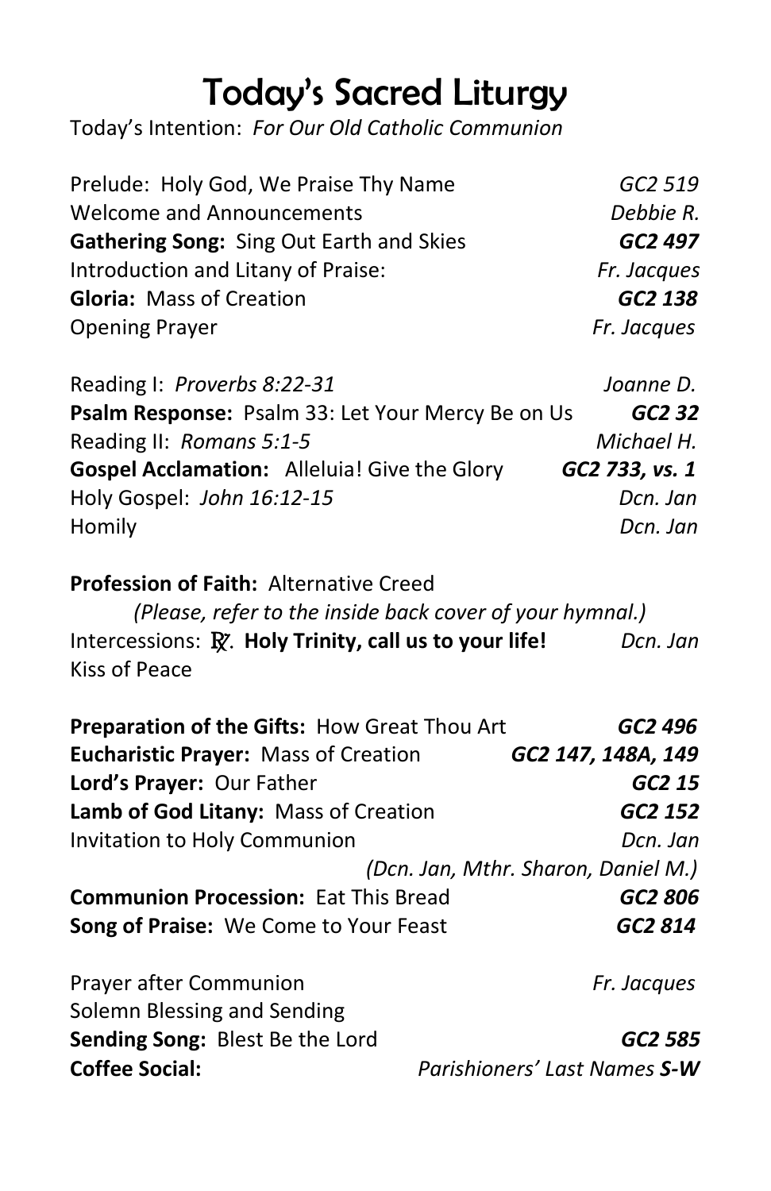# Today's Sacred Liturgy

Today's Intention: *For Our Old Catholic Communion*

| | |
|---|---|
| Prelude: Holy God, We Praise Thy Name | *GC2 519* |
| Welcome and Announcements | *Debbie R.* |
| **Gathering Song:** Sing Out Earth and Skies | ***GC2 497*** |
| Introduction and Litany of Praise: | *Fr. Jacques* |
| **Gloria:** Mass of Creation | ***GC2 138*** |
| Opening Prayer | *Fr. Jacques* |
| | |
| Reading I: *Proverbs 8:22-31* | *Joanne D.* |
| **Psalm Response:** Psalm 33: Let Your Mercy Be on Us | ***GC2 32*** |
| Reading II: *Romans 5:1-5* | *Michael H.* |
| **Gospel Acclamation:** Alleluia! Give the Glory | ***GC2 733, vs. 1*** |
| Holy Gospel: *John 16:12-15* | *Dcn. Jan* |
| Homily | *Dcn. Jan* |

**Profession of Faith:** Alternative Creed
*(Please, refer to the inside back cover of your hymnal.)*

| | |
|---|---|
| Intercessions: ℟. **Holy Trinity, call us to your life!** | *Dcn. Jan* |
| Kiss of Peace | |
| | |
| **Preparation of the Gifts:** How Great Thou Art | ***GC2 496*** |
| **Eucharistic Prayer:** Mass of Creation | ***GC2 147, 148A, 149*** |
| **Lord's Prayer:** Our Father | ***GC2 15*** |
| **Lamb of God Litany:** Mass of Creation | ***GC2 152*** |
| Invitation to Holy Communion | *Dcn. Jan* |
| | *(Dcn. Jan, Mthr. Sharon, Daniel M.)* |
| **Communion Procession:** Eat This Bread | ***GC2 806*** |
| **Song of Praise:** We Come to Your Feast | ***GC2 814*** |
| | |
| Prayer after Communion | *Fr. Jacques* |
| Solemn Blessing and Sending | |
| **Sending Song:** Blest Be the Lord | ***GC2 585*** |
| **Coffee Social:** | *Parishioners' Last Names **S-W*** |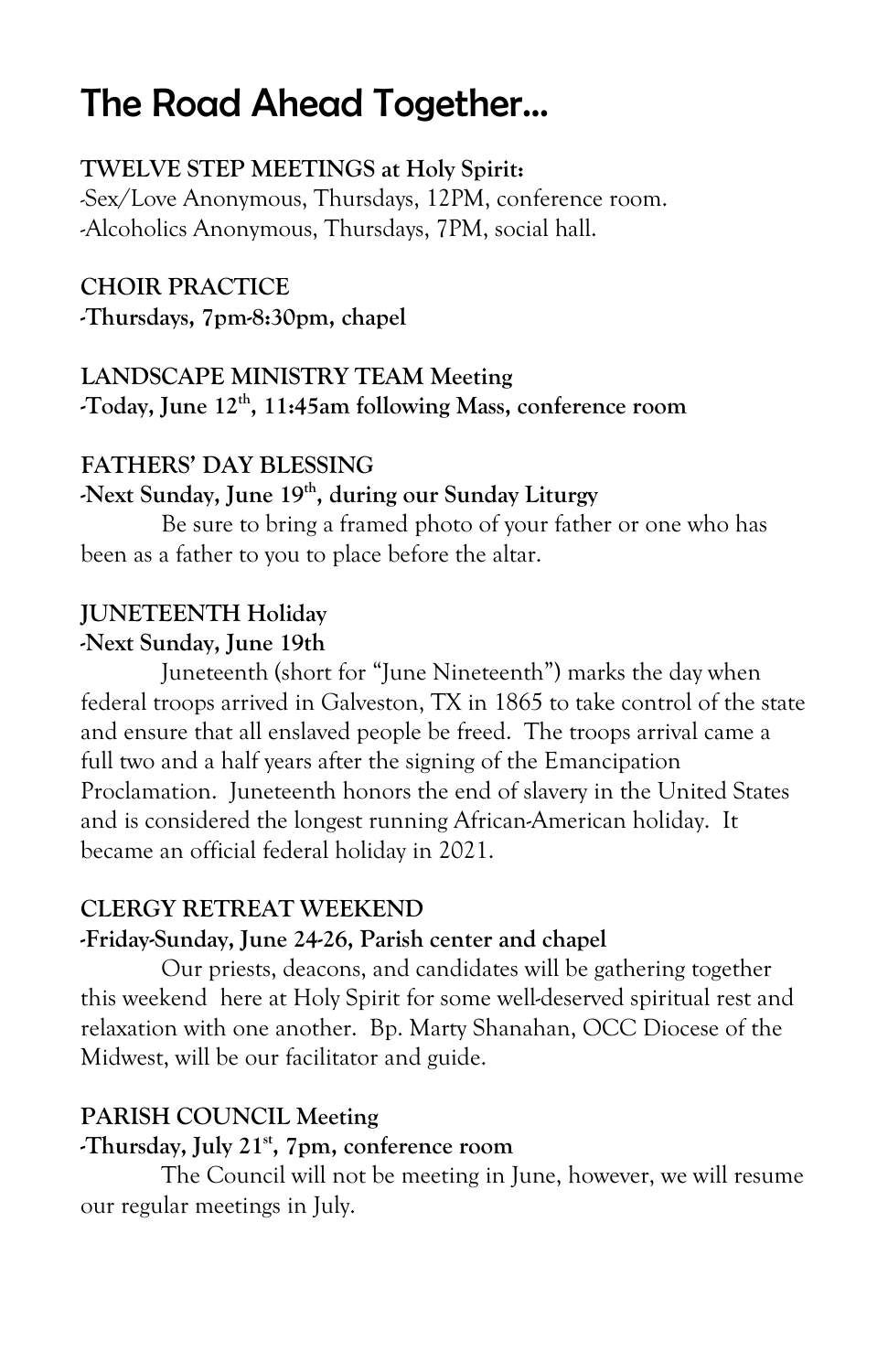# The Road Ahead Together…

**TWELVE STEP MEETINGS at Holy Spirit:**
-Sex/Love Anonymous, Thursdays, 12PM, conference room.
-Alcoholics Anonymous, Thursdays, 7PM, social hall.

**CHOIR PRACTICE**
**-Thursdays, 7pm-8:30pm, chapel**

**LANDSCAPE MINISTRY TEAM Meeting**
**-Today, June 12th, 11:45am following Mass, conference room**

**FATHERS' DAY BLESSING**
**-Next Sunday, June 19th, during our Sunday Liturgy**

Be sure to bring a framed photo of your father or one who has been as a father to you to place before the altar.

**JUNETEENTH Holiday**
**-Next Sunday, June 19th**

Juneteenth (short for "June Nineteenth") marks the day when federal troops arrived in Galveston, TX in 1865 to take control of the state and ensure that all enslaved people be freed. The troops arrival came a full two and a half years after the signing of the Emancipation Proclamation. Juneteenth honors the end of slavery in the United States and is considered the longest running African-American holiday. It became an official federal holiday in 2021.

**CLERGY RETREAT WEEKEND**
**-Friday-Sunday, June 24-26, Parish center and chapel**

Our priests, deacons, and candidates will be gathering together this weekend here at Holy Spirit for some well-deserved spiritual rest and relaxation with one another. Bp. Marty Shanahan, OCC Diocese of the Midwest, will be our facilitator and guide.

**PARISH COUNCIL Meeting**
**-Thursday, July 21st, 7pm, conference room**

The Council will not be meeting in June, however, we will resume our regular meetings in July.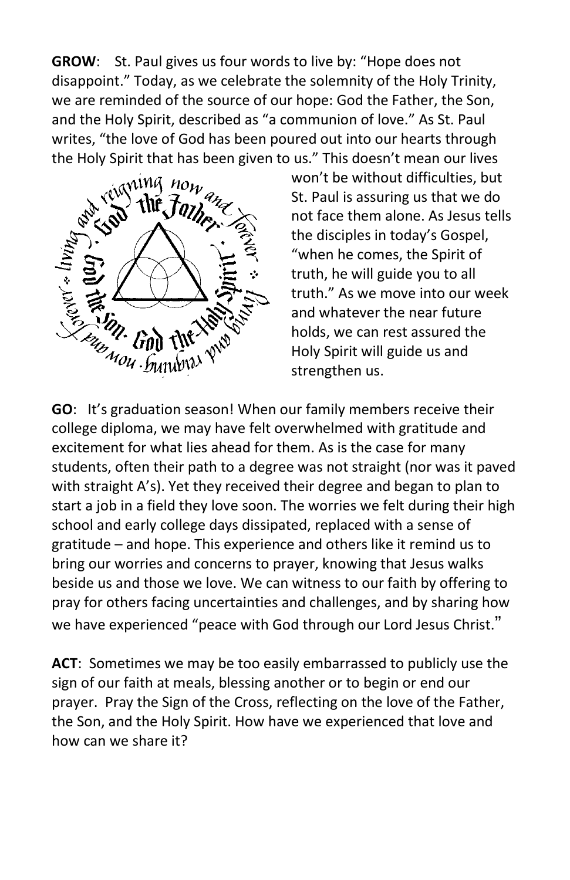**GROW**: St. Paul gives us four words to live by: "Hope does not disappoint." Today, as we celebrate the solemnity of the Holy Trinity, we are reminded of the source of our hope: God the Father, the Son, and the Holy Spirit, described as "a communion of love." As St. Paul writes, "the love of God has been poured out into our hearts through the Holy Spirit that has been given to us." This doesn't mean our lives won't be without difficulties, but St. Paul is assuring us that we do not face them alone. As Jesus tells the disciples in today's Gospel, "when he comes, the Spirit of truth, he will guide you to all truth." As we move into our week and whatever the near future holds, we can rest assured the Holy Spirit will guide us and strengthen us.

**GO**: It's graduation season! When our family members receive their college diploma, we may have felt overwhelmed with gratitude and excitement for what lies ahead for them. As is the case for many students, often their path to a degree was not straight (nor was it paved with straight A's). Yet they received their degree and began to plan to start a job in a field they love soon. The worries we felt during their high school and early college days dissipated, replaced with a sense of gratitude – and hope. This experience and others like it remind us to bring our worries and concerns to prayer, knowing that Jesus walks beside us and those we love. We can witness to our faith by offering to pray for others facing uncertainties and challenges, and by sharing how we have experienced "peace with God through our Lord Jesus Christ."

**ACT**: Sometimes we may be too easily embarrassed to publicly use the sign of our faith at meals, blessing another or to begin or end our prayer. Pray the Sign of the Cross, reflecting on the love of the Father, the Son, and the Holy Spirit. How have we experienced that love and how can we share it?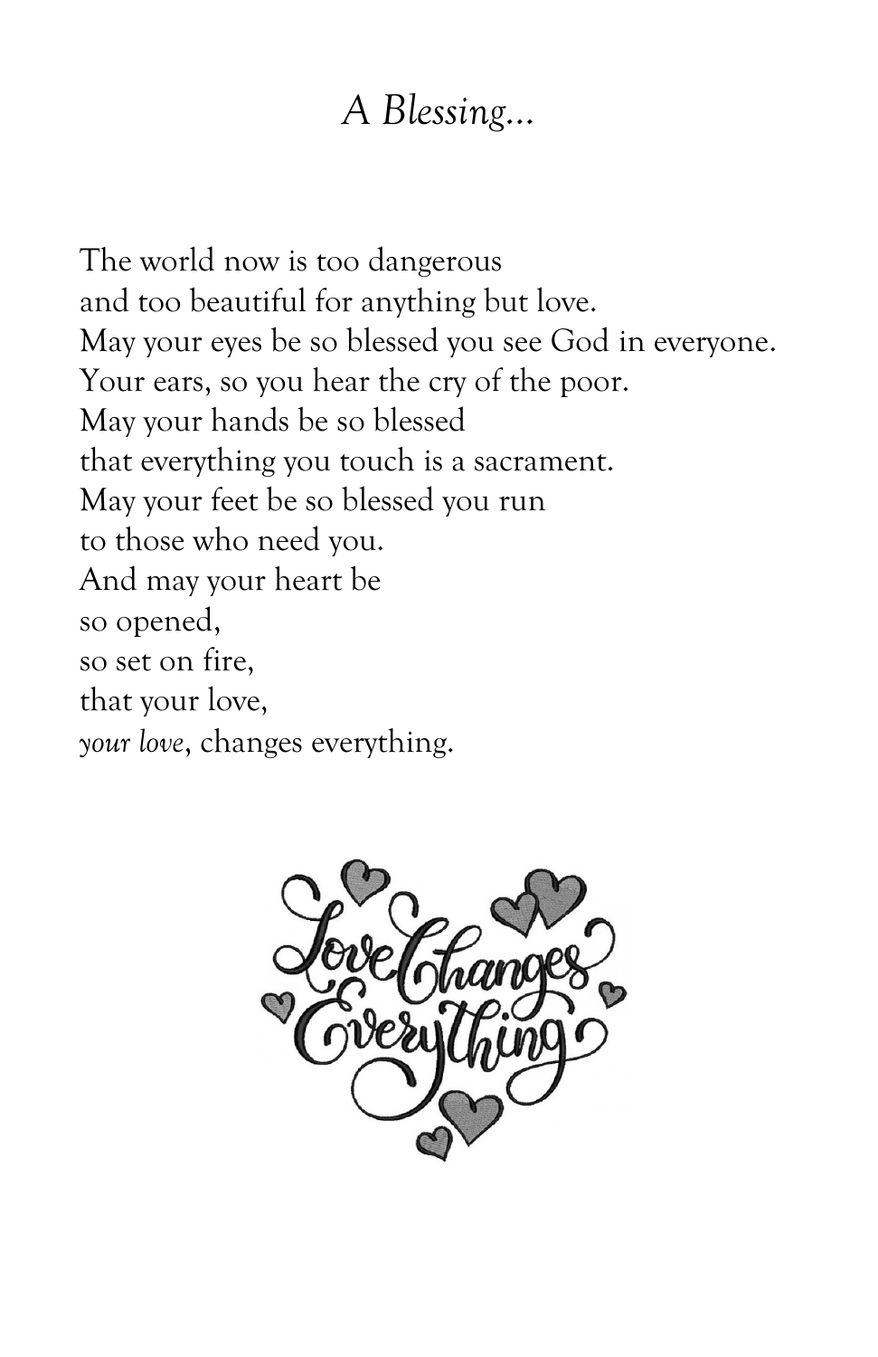# *A Blessing...*

The world now is too dangerous  
and too beautiful for anything but love.  
May your eyes be so blessed you see God in everyone.  
Your ears, so you hear the cry of the poor.  
May your hands be so blessed  
that everything you touch is a sacrament.  
May your feet be so blessed you run  
to those who need you.  
And may your heart be  
so opened,  
so set on fire,  
that your love,  
*your love*, changes everything.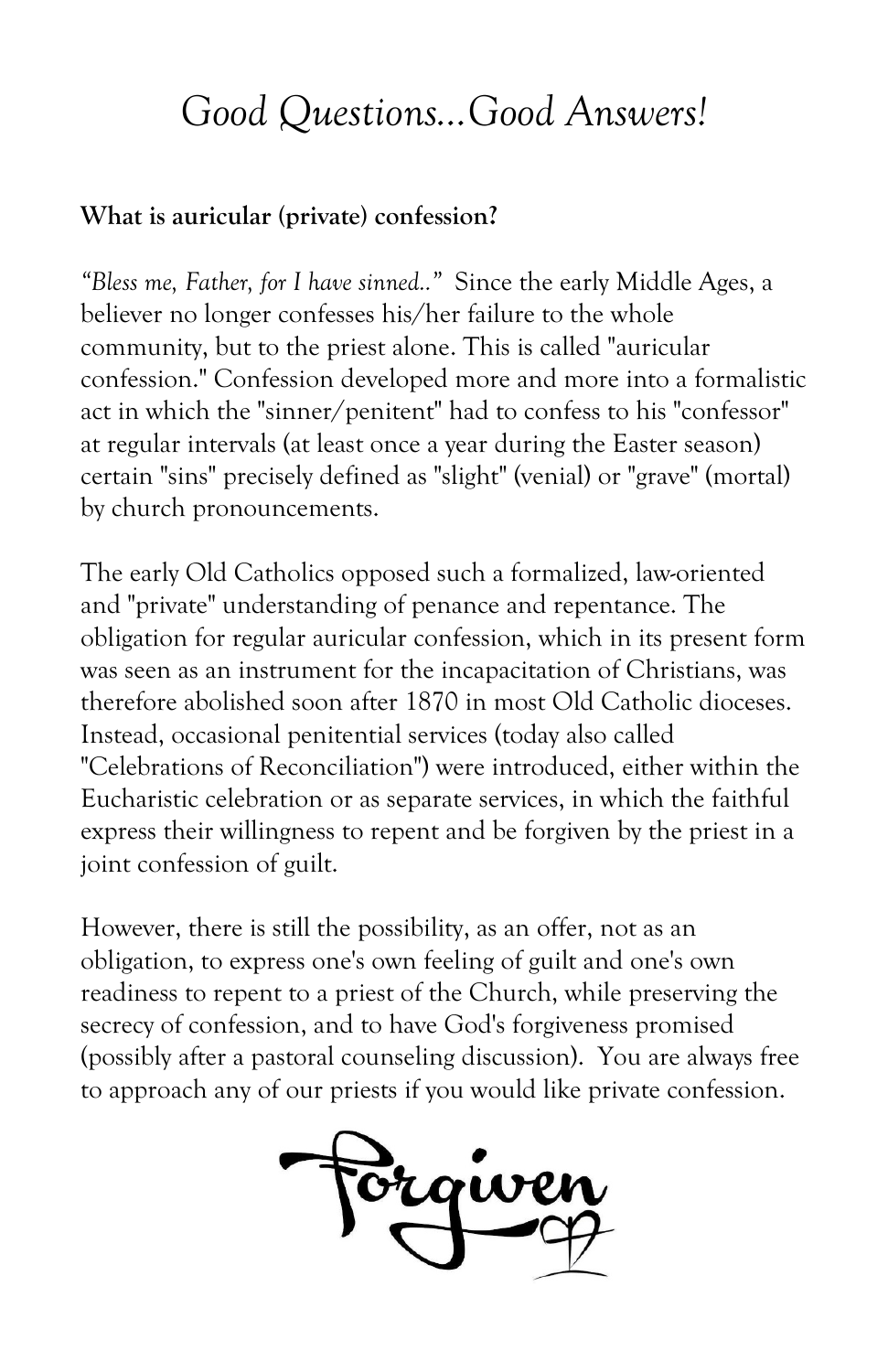# *Good Questions...Good Answers!*

**What is auricular (private) confession?**

*"Bless me, Father, for I have sinned.."* Since the early Middle Ages, a believer no longer confesses his/her failure to the whole community, but to the priest alone. This is called "auricular confession." Confession developed more and more into a formalistic act in which the "sinner/penitent" had to confess to his "confessor" at regular intervals (at least once a year during the Easter season) certain "sins" precisely defined as "slight" (venial) or "grave" (mortal) by church pronouncements.

The early Old Catholics opposed such a formalized, law-oriented and "private" understanding of penance and repentance. The obligation for regular auricular confession, which in its present form was seen as an instrument for the incapacitation of Christians, was therefore abolished soon after 1870 in most Old Catholic dioceses. Instead, occasional penitential services (today also called "Celebrations of Reconciliation") were introduced, either within the Eucharistic celebration or as separate services, in which the faithful express their willingness to repent and be forgiven by the priest in a joint confession of guilt.

However, there is still the possibility, as an offer, not as an obligation, to express one's own feeling of guilt and one's own readiness to repent to a priest of the Church, while preserving the secrecy of confession, and to have God's forgiveness promised (possibly after a pastoral counseling discussion). You are always free to approach any of our priests if you would like private confession.

Forgiven